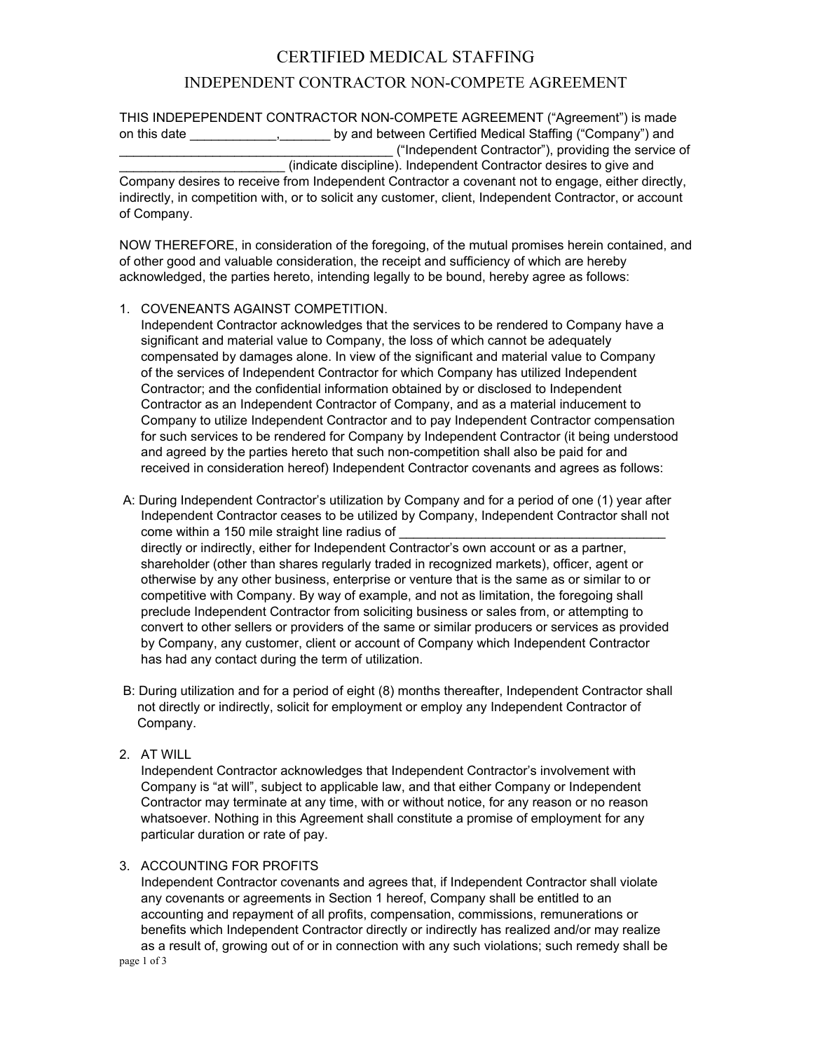# CERTIFIED MEDICAL STAFFING

## INDEPENDENT CONTRACTOR NON-COMPETE AGREEMENT

THIS INDEPEPENDENT CONTRACTOR NON-COMPETE AGREEMENT ("Agreement") is made on this date ____________,_______ by and between Certified Medical Staffing ("Company") and ______________________________________ ("Independent Contractor"), providing the service of _______________________ (indicate discipline). Independent Contractor desires to give and Company desires to receive from Independent Contractor a covenant not to engage, either directly, indirectly, in competition with, or to solicit any customer, client, Independent Contractor, or account of Company.

NOW THEREFORE, in consideration of the foregoing, of the mutual promises herein contained, and of other good and valuable consideration, the receipt and sufficiency of which are hereby acknowledged, the parties hereto, intending legally to be bound, hereby agree as follows:

1. COVENEANTS AGAINST COMPETITION.
   Independent Contractor acknowledges that the services to be rendered to Company have a significant and material value to Company, the loss of which cannot be adequately compensated by damages alone. In view of the significant and material value to Company of the services of Independent Contractor for which Company has utilized Independent Contractor; and the confidential information obtained by or disclosed to Independent Contractor as an Independent Contractor of Company, and as a material inducement to Company to utilize Independent Contractor and to pay Independent Contractor compensation for such services to be rendered for Company by Independent Contractor (it being understood and agreed by the parties hereto that such non-competition shall also be paid for and received in consideration hereof) Independent Contractor covenants and agrees as follows:

A: During Independent Contractor's utilization by Company and for a period of one (1) year after Independent Contractor ceases to be utilized by Company, Independent Contractor shall not come within a 150 mile straight line radius of ______________________________________ directly or indirectly, either for Independent Contractor's own account or as a partner, shareholder (other than shares regularly traded in recognized markets), officer, agent or otherwise by any other business, enterprise or venture that is the same as or similar to or competitive with Company. By way of example, and not as limitation, the foregoing shall preclude Independent Contractor from soliciting business or sales from, or attempting to convert to other sellers or providers of the same or similar producers or services as provided by Company, any customer, client or account of Company which Independent Contractor has had any contact during the term of utilization.

B: During utilization and for a period of eight (8) months thereafter, Independent Contractor shall not directly or indirectly, solicit for employment or employ any Independent Contractor of Company.

2. AT WILL
   Independent Contractor acknowledges that Independent Contractor's involvement with Company is "at will", subject to applicable law, and that either Company or Independent Contractor may terminate at any time, with or without notice, for any reason or no reason whatsoever. Nothing in this Agreement shall constitute a promise of employment for any particular duration or rate of pay.

3. ACCOUNTING FOR PROFITS
   Independent Contractor covenants and agrees that, if Independent Contractor shall violate any covenants or agreements in Section 1 hereof, Company shall be entitled to an accounting and repayment of all profits, compensation, commissions, remunerations or benefits which Independent Contractor directly or indirectly has realized and/or may realize as a result of, growing out of or in connection with any such violations; such remedy shall be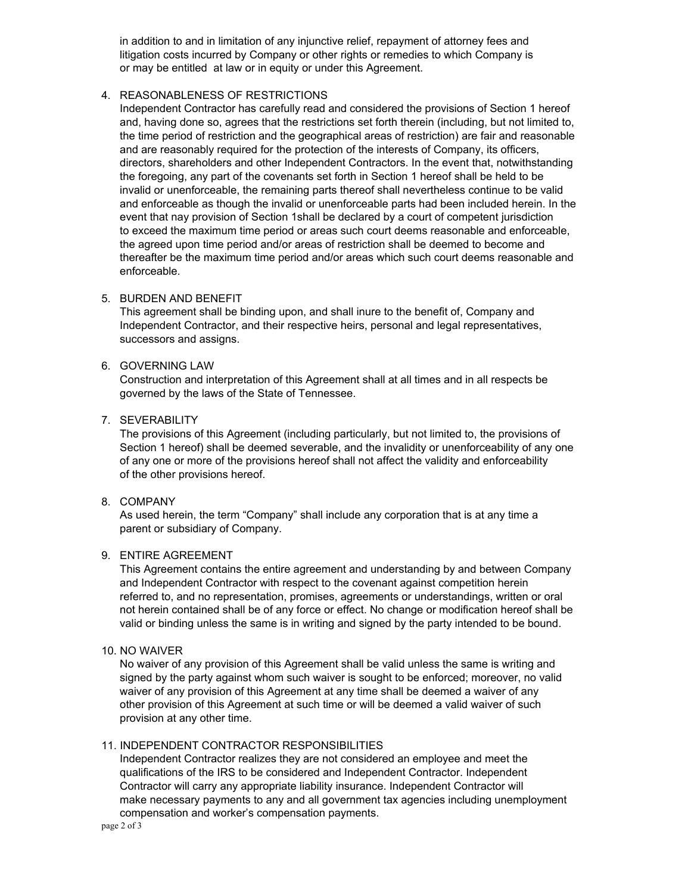in addition to and in limitation of any injunctive relief, repayment of attorney fees and litigation costs incurred by Company or other rights or remedies to which Company is or may be entitled at law or in equity or under this Agreement.

4. REASONABLENESS OF RESTRICTIONS
   Independent Contractor has carefully read and considered the provisions of Section 1 hereof and, having done so, agrees that the restrictions set forth therein (including, but not limited to, the time period of restriction and the geographical areas of restriction) are fair and reasonable and are reasonably required for the protection of the interests of Company, its officers, directors, shareholders and other Independent Contractors. In the event that, notwithstanding the foregoing, any part of the covenants set forth in Section 1 hereof shall be held to be invalid or unenforceable, the remaining parts thereof shall nevertheless continue to be valid and enforceable as though the invalid or unenforceable parts had been included herein. In the event that nay provision of Section 1shall be declared by a court of competent jurisdiction to exceed the maximum time period or areas such court deems reasonable and enforceable, the agreed upon time period and/or areas of restriction shall be deemed to become and thereafter be the maximum time period and/or areas which such court deems reasonable and enforceable.

5. BURDEN AND BENEFIT
   This agreement shall be binding upon, and shall inure to the benefit of, Company and Independent Contractor, and their respective heirs, personal and legal representatives, successors and assigns.

6. GOVERNING LAW
   Construction and interpretation of this Agreement shall at all times and in all respects be governed by the laws of the State of Tennessee.

7. SEVERABILITY
   The provisions of this Agreement (including particularly, but not limited to, the provisions of Section 1 hereof) shall be deemed severable, and the invalidity or unenforceability of any one of any one or more of the provisions hereof shall not affect the validity and enforceability of the other provisions hereof.

8. COMPANY
   As used herein, the term "Company" shall include any corporation that is at any time a parent or subsidiary of Company.

9. ENTIRE AGREEMENT
   This Agreement contains the entire agreement and understanding by and between Company and Independent Contractor with respect to the covenant against competition herein referred to, and no representation, promises, agreements or understandings, written or oral not herein contained shall be of any force or effect. No change or modification hereof shall be valid or binding unless the same is in writing and signed by the party intended to be bound.

10. NO WAIVER
    No waiver of any provision of this Agreement shall be valid unless the same is writing and signed by the party against whom such waiver is sought to be enforced; moreover, no valid waiver of any provision of this Agreement at any time shall be deemed a waiver of any other provision of this Agreement at such time or will be deemed a valid waiver of such provision at any other time.

11. INDEPENDENT CONTRACTOR RESPONSIBILITIES
    Independent Contractor realizes they are not considered an employee and meet the qualifications of the IRS to be considered and Independent Contractor. Independent Contractor will carry any appropriate liability insurance. Independent Contractor will make necessary payments to any and all government tax agencies including unemployment compensation and worker's compensation payments.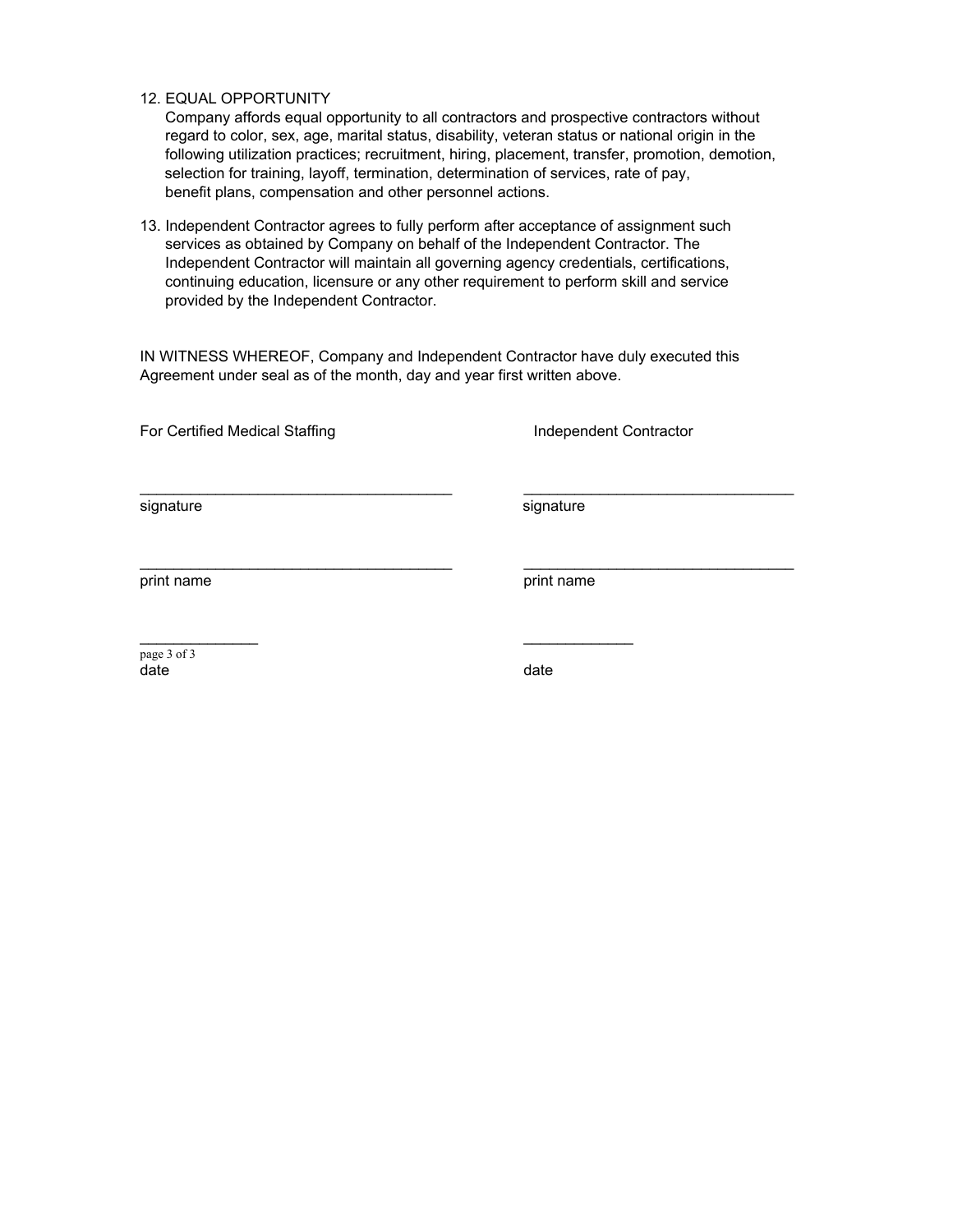12. EQUAL OPPORTUNITY
    Company affords equal opportunity to all contractors and prospective contractors without regard to color, sex, age, marital status, disability, veteran status or national origin in the following utilization practices; recruitment, hiring, placement, transfer, promotion, demotion, selection for training, layoff, termination, determination of services, rate of pay, benefit plans, compensation and other personnel actions.

13. Independent Contractor agrees to fully perform after acceptance of assignment such services as obtained by Company on behalf of the Independent Contractor. The Independent Contractor will maintain all governing agency credentials, certifications, continuing education, licensure or any other requirement to perform skill and service provided by the Independent Contractor.

IN WITNESS WHEREOF, Company and Independent Contractor have duly executed this Agreement under seal as of the month, day and year first written above.

For Certified Medical Staffing

_____________________________________
signature

_____________________________________
print name

______________
date

Independent Contractor

_________________________________
signature

_________________________________
print name

_____________
date